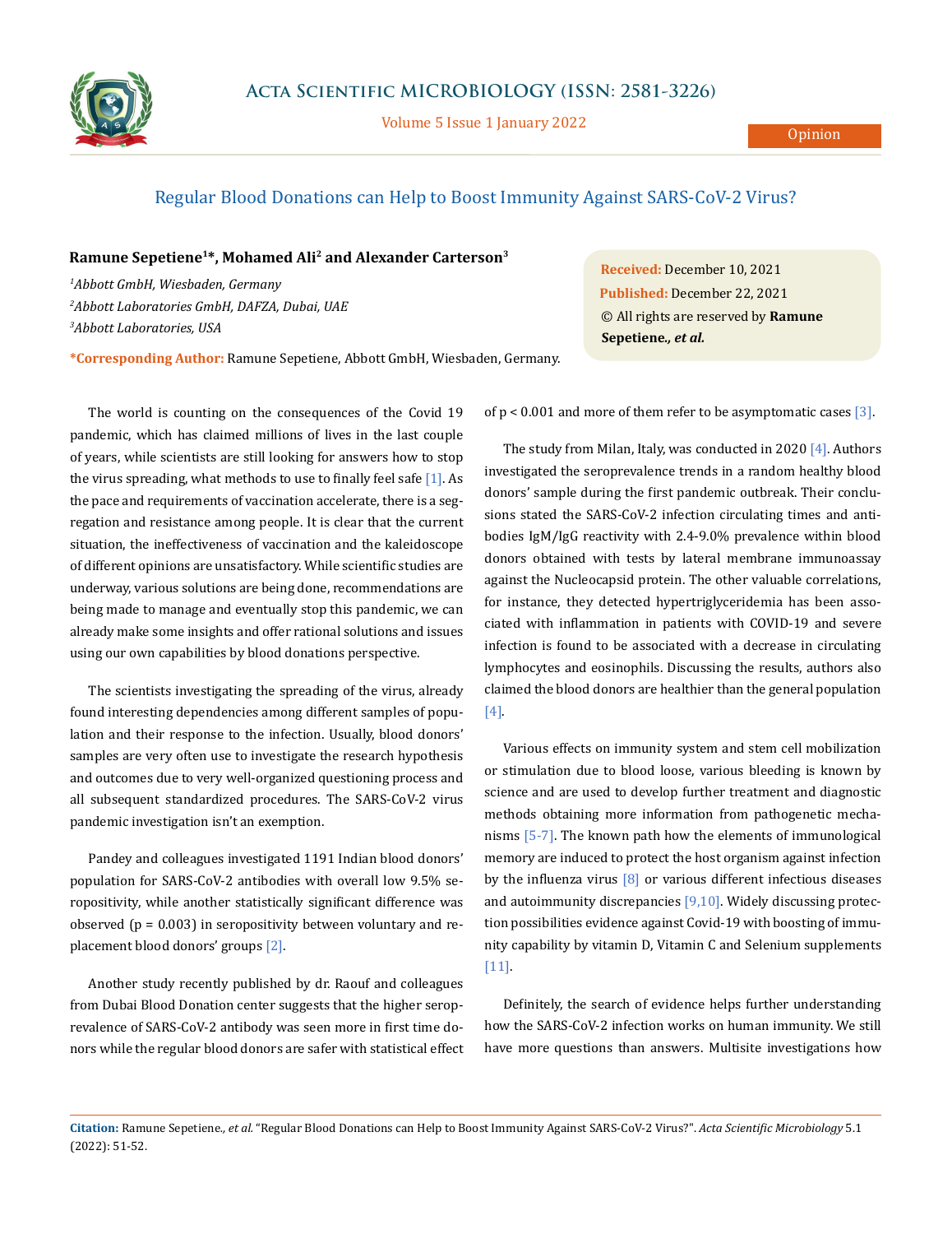# Regular Blood Donations can Help to Boost Immunity Against SARS-CoV-2 Virus?

**Ramune Sepetiene[1]*, Mohamed Ali[2] and Alexander Carterson[3]**

*[1]Abbott GmbH, Wiesbaden, Germany*
*[2]Abbott Laboratories GmbH, DAFZA, Dubai, UAE*
*[3]Abbott Laboratories, USA*

**\*Corresponding Author:** Ramune Sepetiene, Abbott GmbH, Wiesbaden, Germany.

**Received:** December 10, 2021
**Published:** December 22, 2021
© All rights are reserved by **Ramune Sepetiene*., et al.***

The world is counting on the consequences of the Covid 19 pandemic, which has claimed millions of lives in the last couple of years, while scientists are still looking for answers how to stop the virus spreading, what methods to use to finally feel safe [1]. As the pace and requirements of vaccination accelerate, there is a segregation and resistance among people. It is clear that the current situation, the ineffectiveness of vaccination and the kaleidoscope of different opinions are unsatisfactory. While scientific studies are underway, various solutions are being done, recommendations are being made to manage and eventually stop this pandemic, we can already make some insights and offer rational solutions and issues using our own capabilities by blood donations perspective.

The scientists investigating the spreading of the virus, already found interesting dependencies among different samples of population and their response to the infection. Usually, blood donors' samples are very often use to investigate the research hypothesis and outcomes due to very well-organized questioning process and all subsequent standardized procedures. The SARS-CoV-2 virus pandemic investigation isn't an exemption.

Pandey and colleagues investigated 1191 Indian blood donors' population for SARS-CoV-2 antibodies with overall low 9.5% seropositivity, while another statistically significant difference was observed ($p = 0.003$) in seropositivity between voluntary and replacement blood donors' groups [2].

Another study recently published by dr. Raouf and colleagues from Dubai Blood Donation center suggests that the higher seroprevalence of SARS-CoV-2 antibody was seen more in first time donors while the regular blood donors are safer with statistical effect of $p < 0.001$ and more of them refer to be asymptomatic cases [3].

The study from Milan, Italy, was conducted in 2020 [4]. Authors investigated the seroprevalence trends in a random healthy blood donors' sample during the first pandemic outbreak. Their conclusions stated the SARS-CoV-2 infection circulating times and antibodies IgM/IgG reactivity with 2.4-9.0% prevalence within blood donors obtained with tests by lateral membrane immunoassay against the Nucleocapsid protein. The other valuable correlations, for instance, they detected hypertriglyceridemia has been associated with inflammation in patients with COVID-19 and severe infection is found to be associated with a decrease in circulating lymphocytes and eosinophils. Discussing the results, authors also claimed the blood donors are healthier than the general population [4].

Various effects on immunity system and stem cell mobilization or stimulation due to blood loose, various bleeding is known by science and are used to develop further treatment and diagnostic methods obtaining more information from pathogenetic mechanisms [5-7]. The known path how the elements of immunological memory are induced to protect the host organism against infection by the influenza virus [8] or various different infectious diseases and autoimmunity discrepancies [9,10]. Widely discussing protection possibilities evidence against Covid-19 with boosting of immunity capability by vitamin D, Vitamin C and Selenium supplements [11].

Definitely, the search of evidence helps further understanding how the SARS-CoV-2 infection works on human immunity. We still have more questions than answers. Multisite investigations how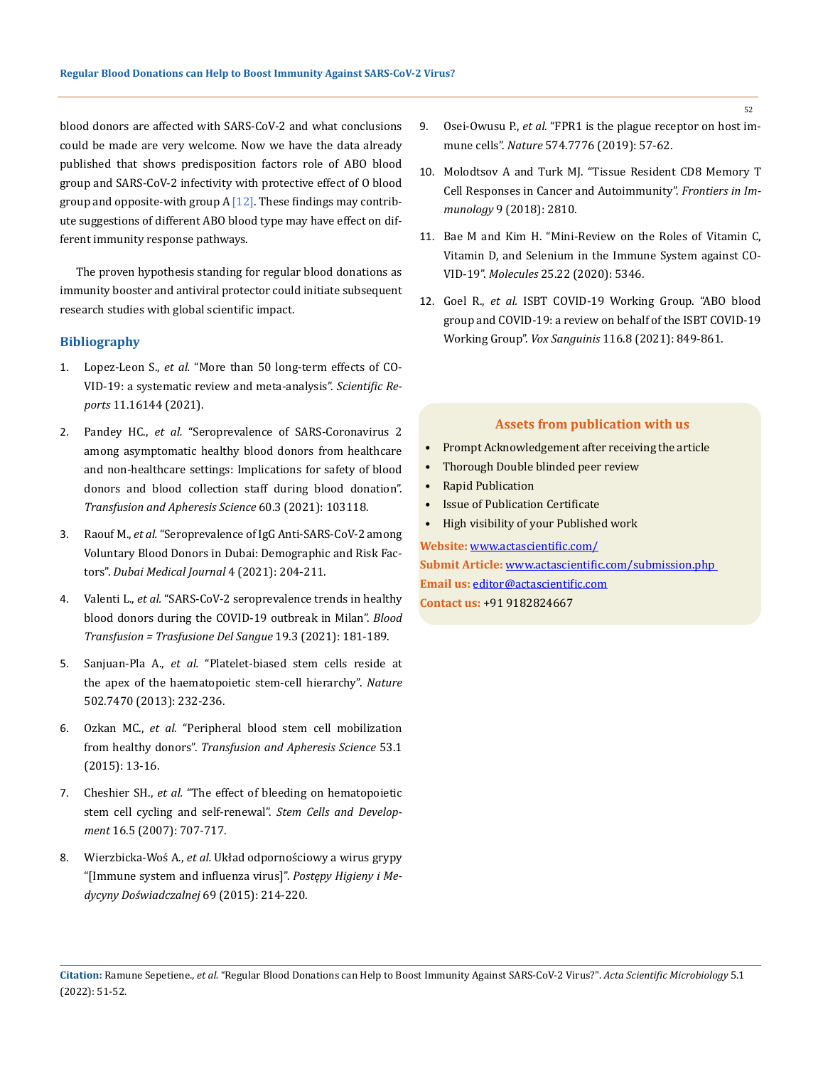blood donors are affected with SARS-CoV-2 and what conclusions could be made are very welcome. Now we have the data already published that shows predisposition factors role of ABO blood group and SARS-CoV-2 infectivity with protective effect of O blood group and opposite-with group A [12]. These findings may contribute suggestions of different ABO blood type may have effect on different immunity response pathways.

The proven hypothesis standing for regular blood donations as immunity booster and antiviral protector could initiate subsequent research studies with global scientific impact.

## Bibliography

1. Lopez-Leon S., *et al.* "More than 50 long-term effects of COVID-19: a systematic review and meta-analysis". *Scientific Reports* 11.16144 (2021).
2. Pandey HC., *et al.* "Seroprevalence of SARS-Coronavirus 2 among asymptomatic healthy blood donors from healthcare and non-healthcare settings: Implications for safety of blood donors and blood collection staff during blood donation". *Transfusion and Apheresis Science* 60.3 (2021): 103118.
3. Raouf M., *et al.* "Seroprevalence of IgG Anti-SARS-CoV-2 among Voluntary Blood Donors in Dubai: Demographic and Risk Factors". *Dubai Medical Journal* 4 (2021): 204-211.
4. Valenti L., *et al.* "SARS-CoV-2 seroprevalence trends in healthy blood donors during the COVID-19 outbreak in Milan". *Blood Transfusion = Trasfusione Del Sangue* 19.3 (2021): 181-189.
5. Sanjuan-Pla A., *et al.* "Platelet-biased stem cells reside at the apex of the haematopoietic stem-cell hierarchy". *Nature* 502.7470 (2013): 232-236.
6. Ozkan MC., *et al.* "Peripheral blood stem cell mobilization from healthy donors". *Transfusion and Apheresis Science* 53.1 (2015): 13-16.
7. Cheshier SH., *et al.* "The effect of bleeding on hematopoietic stem cell cycling and self-renewal". *Stem Cells and Development* 16.5 (2007): 707-717.
8. Wierzbicka-Woś A., *et al.* Układ odpornościowy a wirus grypy "[Immune system and influenza virus]". *Postępy Higieny i Medycyny Doświadczalnej* 69 (2015): 214-220.
9. Osei-Owusu P., *et al.* "FPR1 is the plague receptor on host immune cells". *Nature* 574.7776 (2019): 57-62.
10. Molodtsov A and Turk MJ. "Tissue Resident CD8 Memory T Cell Responses in Cancer and Autoimmunity". *Frontiers in Immunology* 9 (2018): 2810.
11. Bae M and Kim H. "Mini-Review on the Roles of Vitamin C, Vitamin D, and Selenium in the Immune System against COVID-19". *Molecules* 25.22 (2020): 5346.
12. Goel R., *et al.* ISBT COVID-19 Working Group. "ABO blood group and COVID-19: a review on behalf of the ISBT COVID-19 Working Group". *Vox Sanguinis* 116.8 (2021): 849-861.

**Assets from publication with us**

- Prompt Acknowledgement after receiving the article
- Thorough Double blinded peer review
- Rapid Publication
- Issue of Publication Certificate
- High visibility of your Published work

**Website:** www.actascientific.com/
**Submit Article:** www.actascientific.com/submission.php
**Email us:** editor@actascientific.com
**Contact us:** +91 9182824667